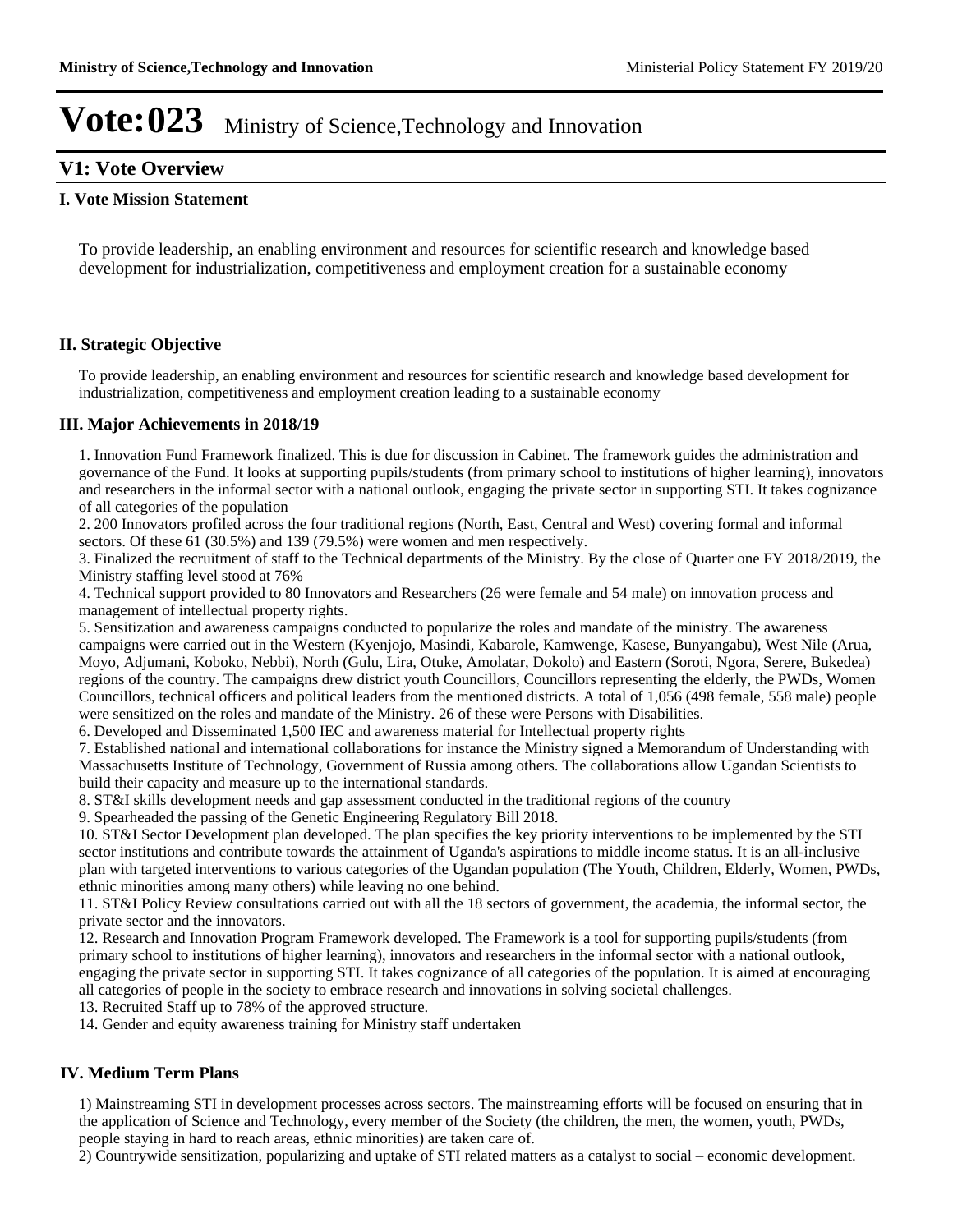# Vote:023 Ministry of Science,Technology and Innovation

## V1: Vote Overview

### I. Vote Mission Statement

To provide leadership, an enabling environment and resources for scientific research and knowledge based development for industrialization, competitiveness and employment creation for a sustainable economy

### II. Strategic Objective

To provide leadership, an enabling environment and resources for scientific research and knowledge based development for industrialization, competitiveness and employment creation leading to a sustainable economy

### III. Major Achievements in 2018/19

1. Innovation Fund Framework finalized. This is due for discussion in Cabinet. The framework guides the administration and governance of the Fund. It looks at supporting pupils/students (from primary school to institutions of higher learning), innovators and researchers in the informal sector with a national outlook, engaging the private sector in supporting STI. It takes cognizance of all categories of the population
2. 200 Innovators profiled across the four traditional regions (North, East, Central and West) covering formal and informal sectors. Of these 61 (30.5%) and 139 (79.5%) were women and men respectively.
3. Finalized the recruitment of staff to the Technical departments of the Ministry. By the close of Quarter one FY 2018/2019, the Ministry staffing level stood at 76%
4. Technical support provided to 80 Innovators and Researchers (26 were female and 54 male) on innovation process and management of intellectual property rights.
5. Sensitization and awareness campaigns conducted to popularize the roles and mandate of the ministry. The awareness campaigns were carried out in the Western (Kyenjojo, Masindi, Kabarole, Kamwenge, Kasese, Bunyangabu), West Nile (Arua, Moyo, Adjumani, Koboko, Nebbi), North (Gulu, Lira, Otuke, Amolatar, Dokolo) and Eastern (Soroti, Ngora, Serere, Bukedea) regions of the country. The campaigns drew district youth Councillors, Councillors representing the elderly, the PWDs, Women Councillors, technical officers and political leaders from the mentioned districts. A total of 1,056 (498 female, 558 male) people were sensitized on the roles and mandate of the Ministry. 26 of these were Persons with Disabilities.
6. Developed and Disseminated 1,500 IEC and awareness material for Intellectual property rights
7. Established national and international collaborations for instance the Ministry signed a Memorandum of Understanding with Massachusetts Institute of Technology, Government of Russia among others. The collaborations allow Ugandan Scientists to build their capacity and measure up to the international standards.
8. ST&I skills development needs and gap assessment conducted in the traditional regions of the country
9. Spearheaded the passing of the Genetic Engineering Regulatory Bill 2018.
10. ST&I Sector Development plan developed. The plan specifies the key priority interventions to be implemented by the STI sector institutions and contribute towards the attainment of Uganda's aspirations to middle income status. It is an all-inclusive plan with targeted interventions to various categories of the Ugandan population (The Youth, Children, Elderly, Women, PWDs, ethnic minorities among many others) while leaving no one behind.
11. ST&I Policy Review consultations carried out with all the 18 sectors of government, the academia, the informal sector, the private sector and the innovators.
12. Research and Innovation Program Framework developed. The Framework is a tool for supporting pupils/students (from primary school to institutions of higher learning), innovators and researchers in the informal sector with a national outlook, engaging the private sector in supporting STI. It takes cognizance of all categories of the population. It is aimed at encouraging all categories of people in the society to embrace research and innovations in solving societal challenges.
13. Recruited Staff up to 78% of the approved structure.
14. Gender and equity awareness training for Ministry staff undertaken

### IV. Medium Term Plans

1) Mainstreaming STI in development processes across sectors. The mainstreaming efforts will be focused on ensuring that in the application of Science and Technology, every member of the Society (the children, the men, the women, youth, PWDs, people staying in hard to reach areas, ethnic minorities) are taken care of.
2) Countrywide sensitization, popularizing and uptake of STI related matters as a catalyst to social – economic development.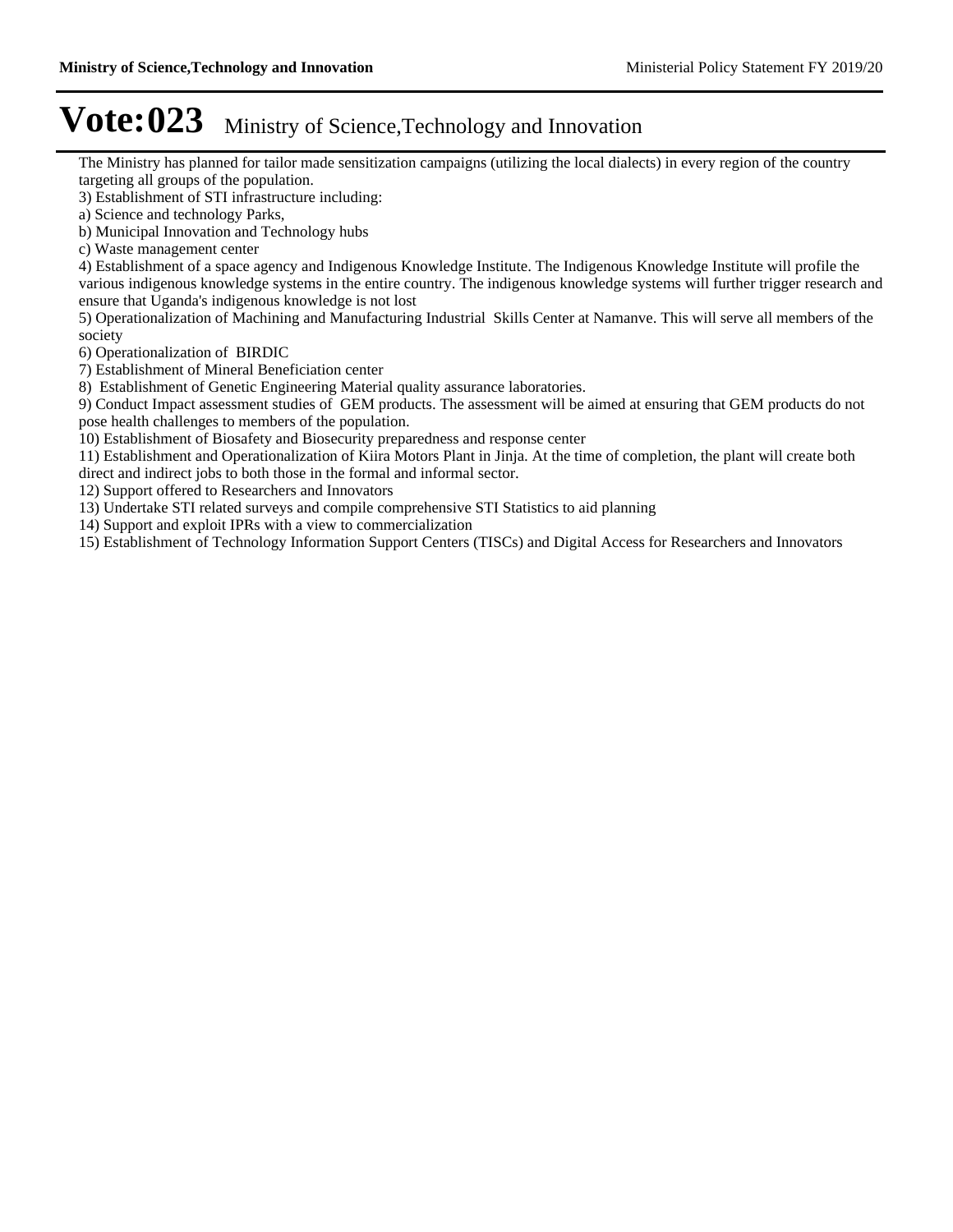# Vote:023 Ministry of Science,Technology and Innovation

The Ministry has planned for tailor made sensitization campaigns (utilizing the local dialects) in every region of the country targeting all groups of the population.

3) Establishment of STI infrastructure including:

a) Science and technology Parks,

b) Municipal Innovation and Technology hubs

c) Waste management center

4) Establishment of a space agency and Indigenous Knowledge Institute. The Indigenous Knowledge Institute will profile the various indigenous knowledge systems in the entire country. The indigenous knowledge systems will further trigger research and ensure that Uganda's indigenous knowledge is not lost

5) Operationalization of Machining and Manufacturing Industrial Skills Center at Namanve. This will serve all members of the society

6) Operationalization of BIRDIC

7) Establishment of Mineral Beneficiation center

8) Establishment of Genetic Engineering Material quality assurance laboratories.

9) Conduct Impact assessment studies of GEM products. The assessment will be aimed at ensuring that GEM products do not pose health challenges to members of the population.

10) Establishment of Biosafety and Biosecurity preparedness and response center

11) Establishment and Operationalization of Kiira Motors Plant in Jinja. At the time of completion, the plant will create both direct and indirect jobs to both those in the formal and informal sector.

12) Support offered to Researchers and Innovators

13) Undertake STI related surveys and compile comprehensive STI Statistics to aid planning

14) Support and exploit IPRs with a view to commercialization

15) Establishment of Technology Information Support Centers (TISCs) and Digital Access for Researchers and Innovators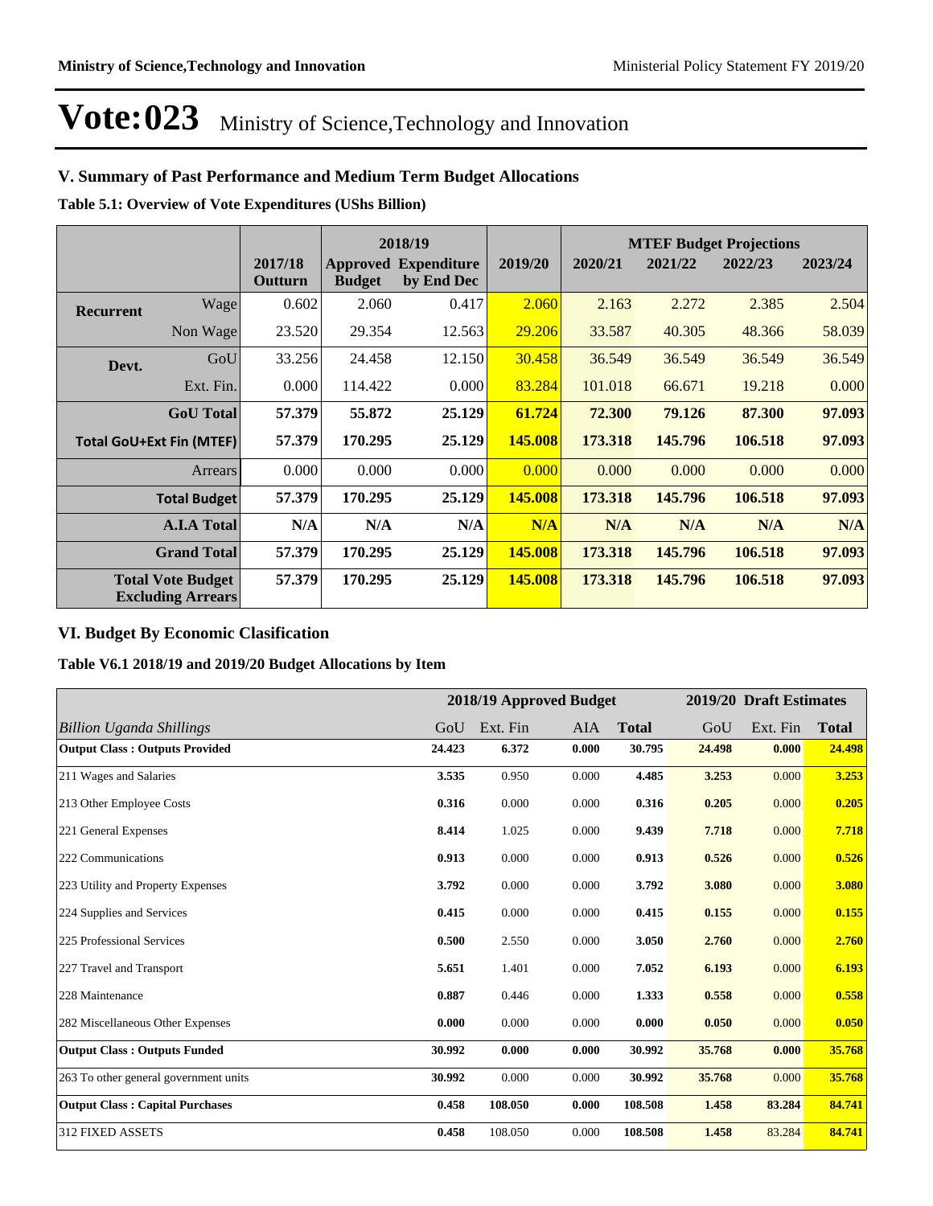# Vote:023 Ministry of Science,Technology and Innovation

## V. Summary of Past Performance and Medium Term Budget Allocations

**Table 5.1: Overview of Vote Expenditures (UShs Billion)**

| | | | 2018/19 | | | MTEF Budget Projections | | | |
|---|---|---|---|---|---|---|---|---|---|
| | | 2017/18 Outturn | Approved Budget | Expenditure by End Dec | 2019/20 | 2020/21 | 2021/22 | 2022/23 | 2023/24 |
| **Recurrent** | Wage | 0.602 | 2.060 | 0.417 | 2.060 | 2.163 | 2.272 | 2.385 | 2.504 |
| | Non Wage | 23.520 | 29.354 | 12.563 | 29.206 | 33.587 | 40.305 | 48.366 | 58.039 |
| **Devt.** | GoU | 33.256 | 24.458 | 12.150 | 30.458 | 36.549 | 36.549 | 36.549 | 36.549 |
| | Ext. Fin. | 0.000 | 114.422 | 0.000 | 83.284 | 101.018 | 66.671 | 19.218 | 0.000 |
| | **GoU Total** | **57.379** | **55.872** | **25.129** | **61.724** | **72.300** | **79.126** | **87.300** | **97.093** |
| **Total GoU+Ext Fin (MTEF)** | | **57.379** | **170.295** | **25.129** | **145.008** | **173.318** | **145.796** | **106.518** | **97.093** |
| | Arrears | 0.000 | 0.000 | 0.000 | 0.000 | 0.000 | 0.000 | 0.000 | 0.000 |
| | **Total Budget** | **57.379** | **170.295** | **25.129** | **145.008** | **173.318** | **145.796** | **106.518** | **97.093** |
| | **A.I.A Total** | **N/A** | **N/A** | **N/A** | **N/A** | **N/A** | **N/A** | **N/A** | **N/A** |
| | **Grand Total** | **57.379** | **170.295** | **25.129** | **145.008** | **173.318** | **145.796** | **106.518** | **97.093** |
| | **Total Vote Budget Excluding Arrears** | **57.379** | **170.295** | **25.129** | **145.008** | **173.318** | **145.796** | **106.518** | **97.093** |

## VI. Budget By Economic Clasification

**Table V6.1 2018/19 and 2019/20 Budget Allocations by Item**

| | 2018/19 Approved Budget | | | | 2019/20 Draft Estimates | | |
|---|---|---|---|---|---|---|---|
| *Billion Uganda Shillings* | GoU | Ext. Fin | AIA | **Total** | GoU | Ext. Fin | **Total** |
| **Output Class : Outputs Provided** | **24.423** | **6.372** | **0.000** | **30.795** | **24.498** | **0.000** | **24.498** |
| 211 Wages and Salaries | **3.535** | 0.950 | 0.000 | **4.485** | **3.253** | 0.000 | **3.253** |
| 213 Other Employee Costs | **0.316** | 0.000 | 0.000 | **0.316** | **0.205** | 0.000 | **0.205** |
| 221 General Expenses | **8.414** | 1.025 | 0.000 | **9.439** | **7.718** | 0.000 | **7.718** |
| 222 Communications | **0.913** | 0.000 | 0.000 | **0.913** | **0.526** | 0.000 | **0.526** |
| 223 Utility and Property Expenses | **3.792** | 0.000 | 0.000 | **3.792** | **3.080** | 0.000 | **3.080** |
| 224 Supplies and Services | **0.415** | 0.000 | 0.000 | **0.415** | **0.155** | 0.000 | **0.155** |
| 225 Professional Services | **0.500** | 2.550 | 0.000 | **3.050** | **2.760** | 0.000 | **2.760** |
| 227 Travel and Transport | **5.651** | 1.401 | 0.000 | **7.052** | **6.193** | 0.000 | **6.193** |
| 228 Maintenance | **0.887** | 0.446 | 0.000 | **1.333** | **0.558** | 0.000 | **0.558** |
| 282 Miscellaneous Other Expenses | **0.000** | 0.000 | 0.000 | **0.000** | **0.050** | 0.000 | **0.050** |
| **Output Class : Outputs Funded** | **30.992** | **0.000** | **0.000** | **30.992** | **35.768** | **0.000** | **35.768** |
| 263 To other general government units | **30.992** | 0.000 | 0.000 | **30.992** | **35.768** | 0.000 | **35.768** |
| **Output Class : Capital Purchases** | **0.458** | **108.050** | **0.000** | **108.508** | **1.458** | **83.284** | **84.741** |
| 312 FIXED ASSETS | **0.458** | 108.050 | 0.000 | **108.508** | **1.458** | 83.284 | **84.741** |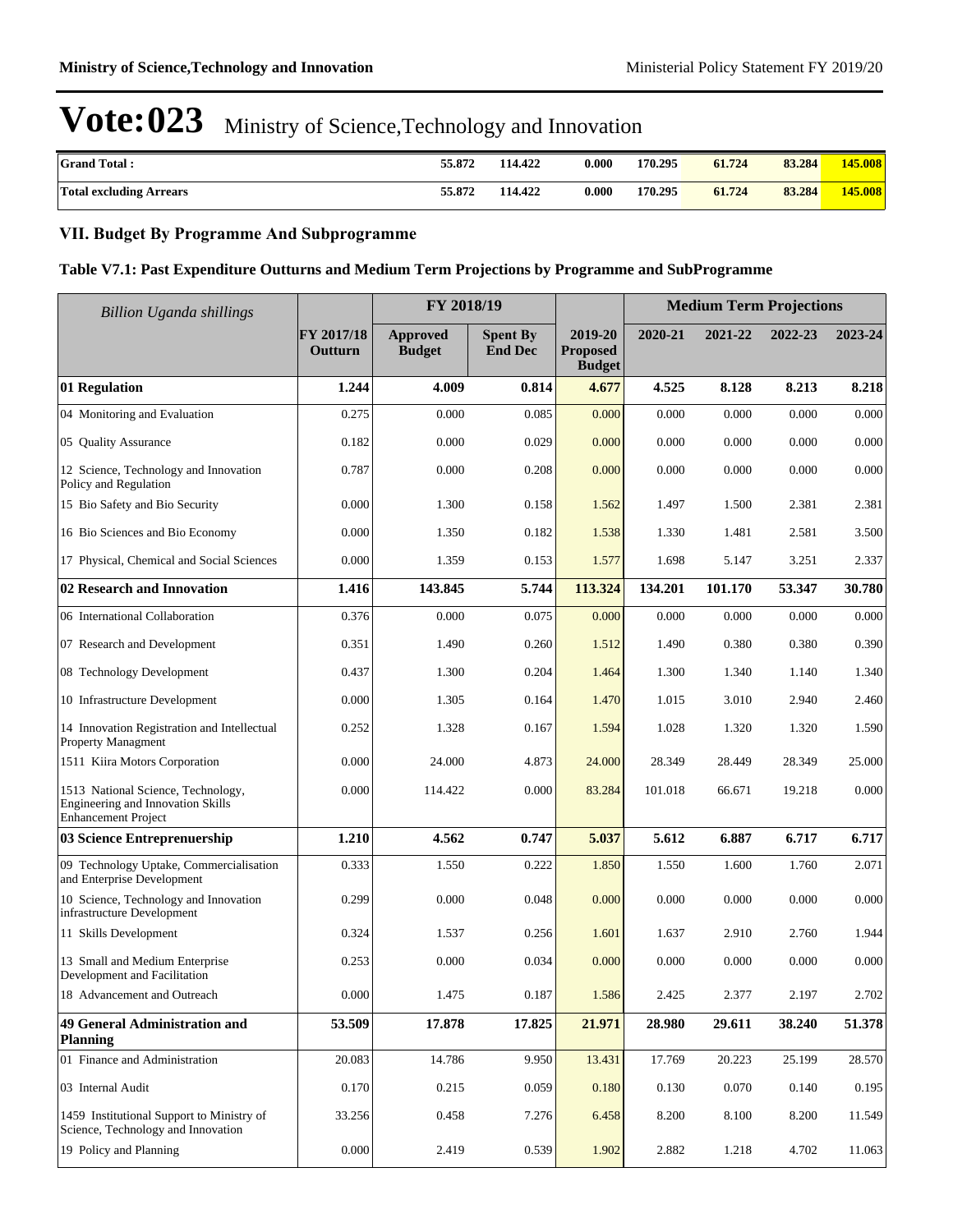# Vote:023 Ministry of Science,Technology and Innovation

| | | | | | | | |
|---|---|---|---|---|---|---|---|
| **Grand Total :** | **55.872** | **114.422** | **0.000** | **170.295** | **61.724** | **83.284** | **145.008** |
| **Total excluding Arrears** | **55.872** | **114.422** | **0.000** | **170.295** | **61.724** | **83.284** | **145.008** |

## VII. Budget By Programme And Subprogramme

### Table V7.1: Past Expenditure Outturns and Medium Term Projections by Programme and SubProgramme

| *Billion Uganda shillings* | | FY 2018/19 | | | Medium Term Projections | | | |
|---|---|---|---|---|---|---|---|---|
| | FY 2017/18 Outturn | Approved Budget | Spent By End Dec | 2019-20 Proposed Budget | 2020-21 | 2021-22 | 2022-23 | 2023-24 |
| **01 Regulation** | **1.244** | **4.009** | **0.814** | **4.677** | **4.525** | **8.128** | **8.213** | **8.218** |
| 04 Monitoring and Evaluation | 0.275 | 0.000 | 0.085 | 0.000 | 0.000 | 0.000 | 0.000 | 0.000 |
| 05 Quality Assurance | 0.182 | 0.000 | 0.029 | 0.000 | 0.000 | 0.000 | 0.000 | 0.000 |
| 12 Science, Technology and Innovation Policy and Regulation | 0.787 | 0.000 | 0.208 | 0.000 | 0.000 | 0.000 | 0.000 | 0.000 |
| 15 Bio Safety and Bio Security | 0.000 | 1.300 | 0.158 | 1.562 | 1.497 | 1.500 | 2.381 | 2.381 |
| 16 Bio Sciences and Bio Economy | 0.000 | 1.350 | 0.182 | 1.538 | 1.330 | 1.481 | 2.581 | 3.500 |
| 17 Physical, Chemical and Social Sciences | 0.000 | 1.359 | 0.153 | 1.577 | 1.698 | 5.147 | 3.251 | 2.337 |
| **02 Research and Innovation** | **1.416** | **143.845** | **5.744** | **113.324** | **134.201** | **101.170** | **53.347** | **30.780** |
| 06 International Collaboration | 0.376 | 0.000 | 0.075 | 0.000 | 0.000 | 0.000 | 0.000 | 0.000 |
| 07 Research and Development | 0.351 | 1.490 | 0.260 | 1.512 | 1.490 | 0.380 | 0.380 | 0.390 |
| 08 Technology Development | 0.437 | 1.300 | 0.204 | 1.464 | 1.300 | 1.340 | 1.140 | 1.340 |
| 10 Infrastructure Development | 0.000 | 1.305 | 0.164 | 1.470 | 1.015 | 3.010 | 2.940 | 2.460 |
| 14 Innovation Registration and Intellectual Property Managment | 0.252 | 1.328 | 0.167 | 1.594 | 1.028 | 1.320 | 1.320 | 1.590 |
| 1511 Kiira Motors Corporation | 0.000 | 24.000 | 4.873 | 24.000 | 28.349 | 28.449 | 28.349 | 25.000 |
| 1513 National Science, Technology, Engineering and Innovation Skills Enhancement Project | 0.000 | 114.422 | 0.000 | 83.284 | 101.018 | 66.671 | 19.218 | 0.000 |
| **03 Science Entreprenuership** | **1.210** | **4.562** | **0.747** | **5.037** | **5.612** | **6.887** | **6.717** | **6.717** |
| 09 Technology Uptake, Commercialisation and Enterprise Development | 0.333 | 1.550 | 0.222 | 1.850 | 1.550 | 1.600 | 1.760 | 2.071 |
| 10 Science, Technology and Innovation infrastructure Development | 0.299 | 0.000 | 0.048 | 0.000 | 0.000 | 0.000 | 0.000 | 0.000 |
| 11 Skills Development | 0.324 | 1.537 | 0.256 | 1.601 | 1.637 | 2.910 | 2.760 | 1.944 |
| 13 Small and Medium Enterprise Development and Facilitation | 0.253 | 0.000 | 0.034 | 0.000 | 0.000 | 0.000 | 0.000 | 0.000 |
| 18 Advancement and Outreach | 0.000 | 1.475 | 0.187 | 1.586 | 2.425 | 2.377 | 2.197 | 2.702 |
| **49 General Administration and Planning** | **53.509** | **17.878** | **17.825** | **21.971** | **28.980** | **29.611** | **38.240** | **51.378** |
| 01 Finance and Administration | 20.083 | 14.786 | 9.950 | 13.431 | 17.769 | 20.223 | 25.199 | 28.570 |
| 03 Internal Audit | 0.170 | 0.215 | 0.059 | 0.180 | 0.130 | 0.070 | 0.140 | 0.195 |
| 1459 Institutional Support to Ministry of Science, Technology and Innovation | 33.256 | 0.458 | 7.276 | 6.458 | 8.200 | 8.100 | 8.200 | 11.549 |
| 19 Policy and Planning | 0.000 | 2.419 | 0.539 | 1.902 | 2.882 | 1.218 | 4.702 | 11.063 |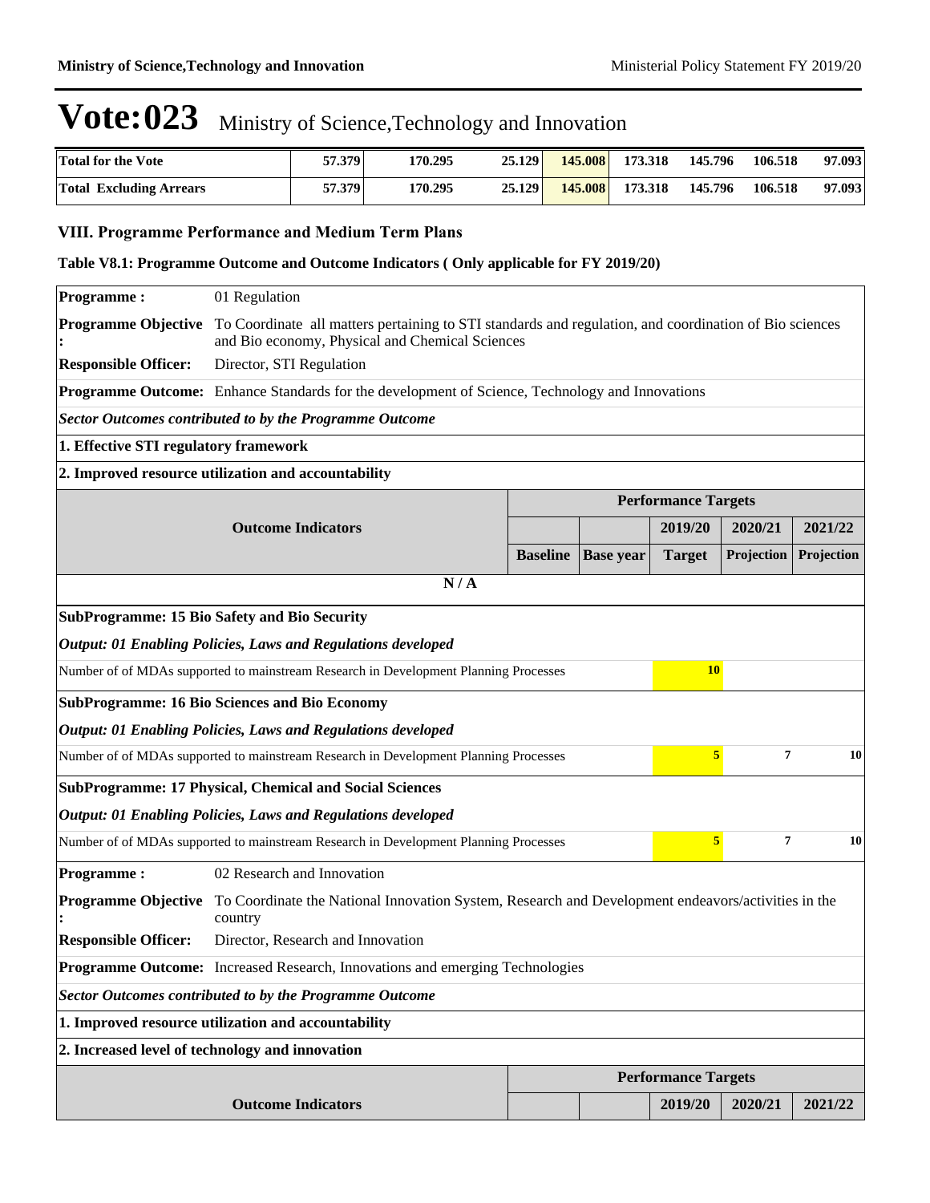# Vote:023 Ministry of Science,Technology and Innovation

| | | | | | | | | |
|---|---|---|---|---|---|---|---|---|
| **Total for the Vote** | **57.379** | **170.295** | **25.129** | **145.008** | **173.318** | **145.796** | **106.518** | **97.093** |
| **Total Excluding Arrears** | **57.379** | **170.295** | **25.129** | **145.008** | **173.318** | **145.796** | **106.518** | **97.093** |

## VIII. Programme Performance and Medium Term Plans

### Table V8.1: Programme Outcome and Outcome Indicators ( Only applicable for FY 2019/20)

| | |
|---|---|
| **Programme :** | 01 Regulation |
| **Programme Objective :** | To Coordinate all matters pertaining to STI standards and regulation, and coordination of Bio sciences and Bio economy, Physical and Chemical Sciences |
| **Responsible Officer:** | Director, STI Regulation |
| **Programme Outcome:** | Enhance Standards for the development of Science, Technology and Innovations |

***Sector Outcomes contributed to by the Programme Outcome***

**1. Effective STI regulatory framework**

**2. Improved resource utilization and accountability**

| Outcome Indicators | Performance Targets | | | | |
|---|---|---|---|---|---|
| | | | 2019/20 | 2020/21 | 2021/22 |
| | Baseline | Base year | Target | Projection | Projection |
| N / A | | | | | |
| **SubProgramme: 15 Bio Safety and Bio Security** | | | | | |
| ***Output: 01 Enabling Policies, Laws and Regulations developed*** | | | | | |
| Number of of MDAs supported to mainstream Research in Development Planning Processes | | | 10 | | |
| **SubProgramme: 16 Bio Sciences and Bio Economy** | | | | | |
| ***Output: 01 Enabling Policies, Laws and Regulations developed*** | | | | | |
| Number of of MDAs supported to mainstream Research in Development Planning Processes | | | 5 | 7 | 10 |
| **SubProgramme: 17 Physical, Chemical and Social Sciences** | | | | | |
| ***Output: 01 Enabling Policies, Laws and Regulations developed*** | | | | | |
| Number of of MDAs supported to mainstream Research in Development Planning Processes | | | 5 | 7 | 10 |

| | |
|---|---|
| **Programme :** | 02 Research and Innovation |
| **Programme Objective :** | To Coordinate the National Innovation System, Research and Development endeavors/activities in the country |
| **Responsible Officer:** | Director, Research and Innovation |
| **Programme Outcome:** | Increased Research, Innovations and emerging Technologies |

***Sector Outcomes contributed to by the Programme Outcome***

**1. Improved resource utilization and accountability**

**2. Increased level of technology and innovation**

| Outcome Indicators | Performance Targets | | | | |
|---|---|---|---|---|---|
| | | | 2019/20 | 2020/21 | 2021/22 |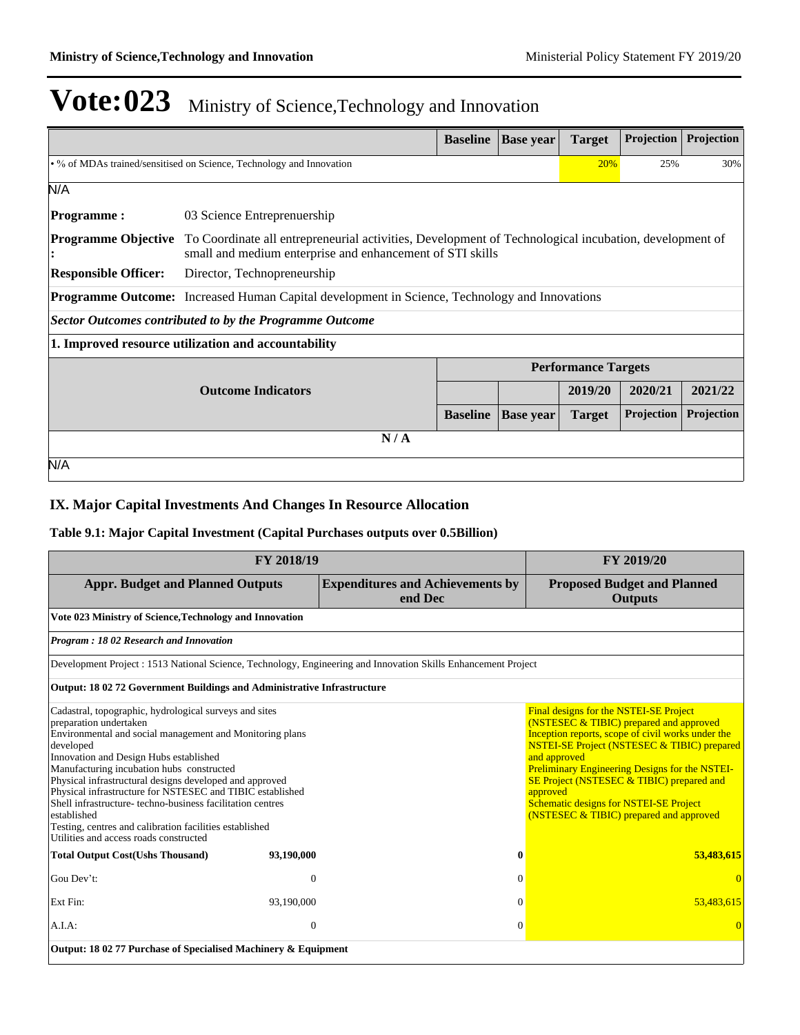# Vote:023 Ministry of Science,Technology and Innovation

| | Baseline | Base year | Target | Projection | Projection |
|---|---|---|---|---|---|
| • % of MDAs trained/sensitised on Science, Technology and Innovation | | | 20% | 25% | 30% |

N/A

**Programme :** 03 Science Entreprenuership

**Programme Objective :** To Coordinate all entrepreneurial activities, Development of Technological incubation, development of small and medium enterprise and enhancement of STI skills

**Responsible Officer:** Director, Technopreneurship

**Programme Outcome:** Increased Human Capital development in Science, Technology and Innovations

***Sector Outcomes contributed to by the Programme Outcome***

**1. Improved resource utilization and accountability**

| Outcome Indicators | Performance Targets | | | | |
|---|---|---|---|---|---|
| | | | 2019/20 | 2020/21 | 2021/22 |
| | Baseline | Base year | Target | Projection | Projection |
| N / A | | | | | |

N/A

## IX. Major Capital Investments And Changes In Resource Allocation

### Table 9.1: Major Capital Investment (Capital Purchases outputs over 0.5Billion)

| FY 2018/19 | | | FY 2019/20 |
|---|---|---|---|
| **Appr. Budget and Planned Outputs** | | **Expenditures and Achievements by end Dec** | **Proposed Budget and Planned Outputs** |
| **Vote 023 Ministry of Science,Technology and Innovation** | | | |
| ***Program : 18 02 Research and Innovation*** | | | |
| Development Project : 1513 National Science, Technology, Engineering and Innovation Skills Enhancement Project | | | |
| **Output: 18 02 72 Government Buildings and Administrative Infrastructure** | | | |
| Cadastral, topographic, hydrological surveys and sites preparation undertaken<br>Environmental and social management and Monitoring plans developed<br>Innovation and Design Hubs established<br>Manufacturing incubation hubs constructed<br>Physical infrastructural designs developed and approved<br>Physical infrastructure for NSTESEC and TIBIC established<br>Shell infrastructure- techno-business facilitation centres established<br>Testing, centres and calibration facilities established<br>Utilities and access roads constructed | | | Final designs for the NSTEI-SE Project (NSTESEC & TIBIC) prepared and approved<br>Inception reports, scope of civil works under the NSTEI-SE Project (NSTESEC & TIBIC) prepared and approved<br>Preliminary Engineering Designs for the NSTEI-SE Project (NSTESEC & TIBIC) prepared and approved<br>Schematic designs for NSTEI-SE Project (NSTESEC & TIBIC) prepared and approved |
| **Total Output Cost(Ushs Thousand)** | **93,190,000** | **0** | **53,483,615** |
| Gou Dev't: | 0 | 0 | 0 |
| Ext Fin: | 93,190,000 | 0 | 53,483,615 |
| A.I.A: | 0 | 0 | 0 |
| **Output: 18 02 77 Purchase of Specialised Machinery & Equipment** | | | |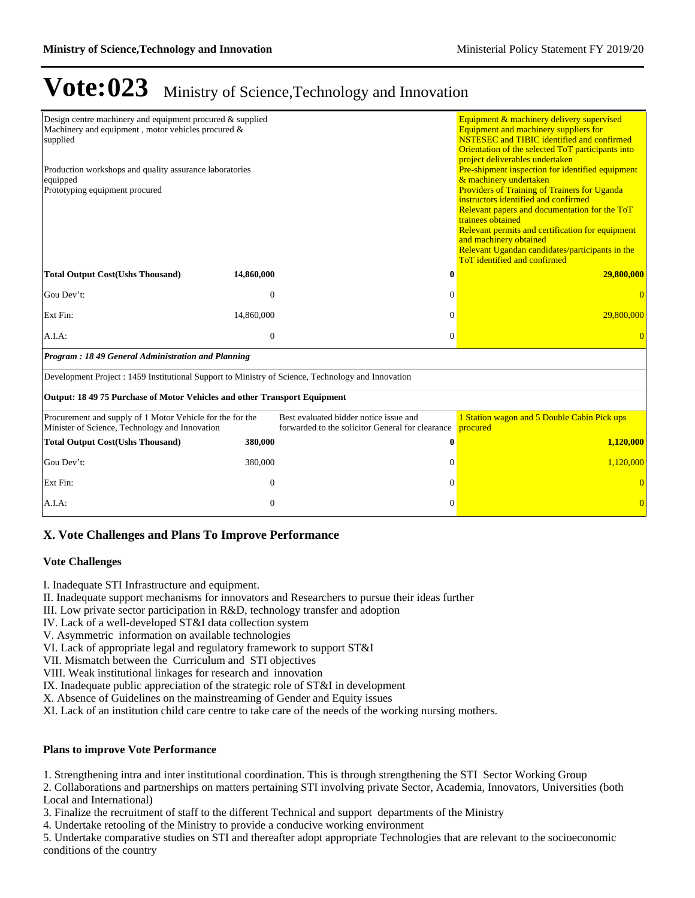# Vote:023 Ministry of Science,Technology and Innovation

| | | | |
|---|---|---|---|
| Design centre machinery and equipment procured & supplied<br>Machinery and equipment , motor vehicles procured & supplied<br><br>Production workshops and quality assurance laboratories equipped<br>Prototyping equipment procured | | | Equipment & machinery delivery supervised<br>Equipment and machinery suppliers for NSTESEC and TIBIC identified and confirmed<br>Orientation of the selected ToT participants into project deliverables undertaken<br>Pre-shipment inspection for identified equipment & machinery undertaken<br>Providers of Training of Trainers for Uganda instructors identified and confirmed<br>Relevant papers and documentation for the ToT trainees obtained<br>Relevant permits and certification for equipment and machinery obtained<br>Relevant Ugandan candidates/participants in the ToT identified and confirmed |
| **Total Output Cost(Ushs Thousand)** | **14,860,000** | **0** | **29,800,000** |
| Gou Dev't: | 0 | 0 | 0 |
| Ext Fin: | 14,860,000 | 0 | 29,800,000 |
| A.I.A: | 0 | 0 | 0 |
| ***Program : 18 49 General Administration and Planning*** | | | |
| Development Project : 1459 Institutional Support to Ministry of Science, Technology and Innovation | | | |
| **Output: 18 49 75 Purchase of Motor Vehicles and other Transport Equipment** | | | |
| Procurement and supply of 1 Motor Vehicle for the for the Minister of Science, Technology and Innovation | | Best evaluated bidder notice issue and forwarded to the solicitor General for clearance | 1 Station wagon and 5 Double Cabin Pick ups procured |
| **Total Output Cost(Ushs Thousand)** | **380,000** | **0** | **1,120,000** |
| Gou Dev't: | 380,000 | 0 | 1,120,000 |
| Ext Fin: | 0 | 0 | 0 |
| A.I.A: | 0 | 0 | 0 |

## X. Vote Challenges and Plans To Improve Performance

### Vote Challenges

I. Inadequate STI Infrastructure and equipment.
II. Inadequate support mechanisms for innovators and Researchers to pursue their ideas further
III. Low private sector participation in R&D, technology transfer and adoption
IV. Lack of a well-developed ST&I data collection system
V. Asymmetric information on available technologies
VI. Lack of appropriate legal and regulatory framework to support ST&I
VII. Mismatch between the Curriculum and STI objectives
VIII. Weak institutional linkages for research and innovation
IX. Inadequate public appreciation of the strategic role of ST&I in development
X. Absence of Guidelines on the mainstreaming of Gender and Equity issues
XI. Lack of an institution child care centre to take care of the needs of the working nursing mothers.

### Plans to improve Vote Performance

1. Strengthening intra and inter institutional coordination. This is through strengthening the STI Sector Working Group
2. Collaborations and partnerships on matters pertaining STI involving private Sector, Academia, Innovators, Universities (both Local and International)
3. Finalize the recruitment of staff to the different Technical and support departments of the Ministry
4. Undertake retooling of the Ministry to provide a conducive working environment
5. Undertake comparative studies on STI and thereafter adopt appropriate Technologies that are relevant to the socioeconomic conditions of the country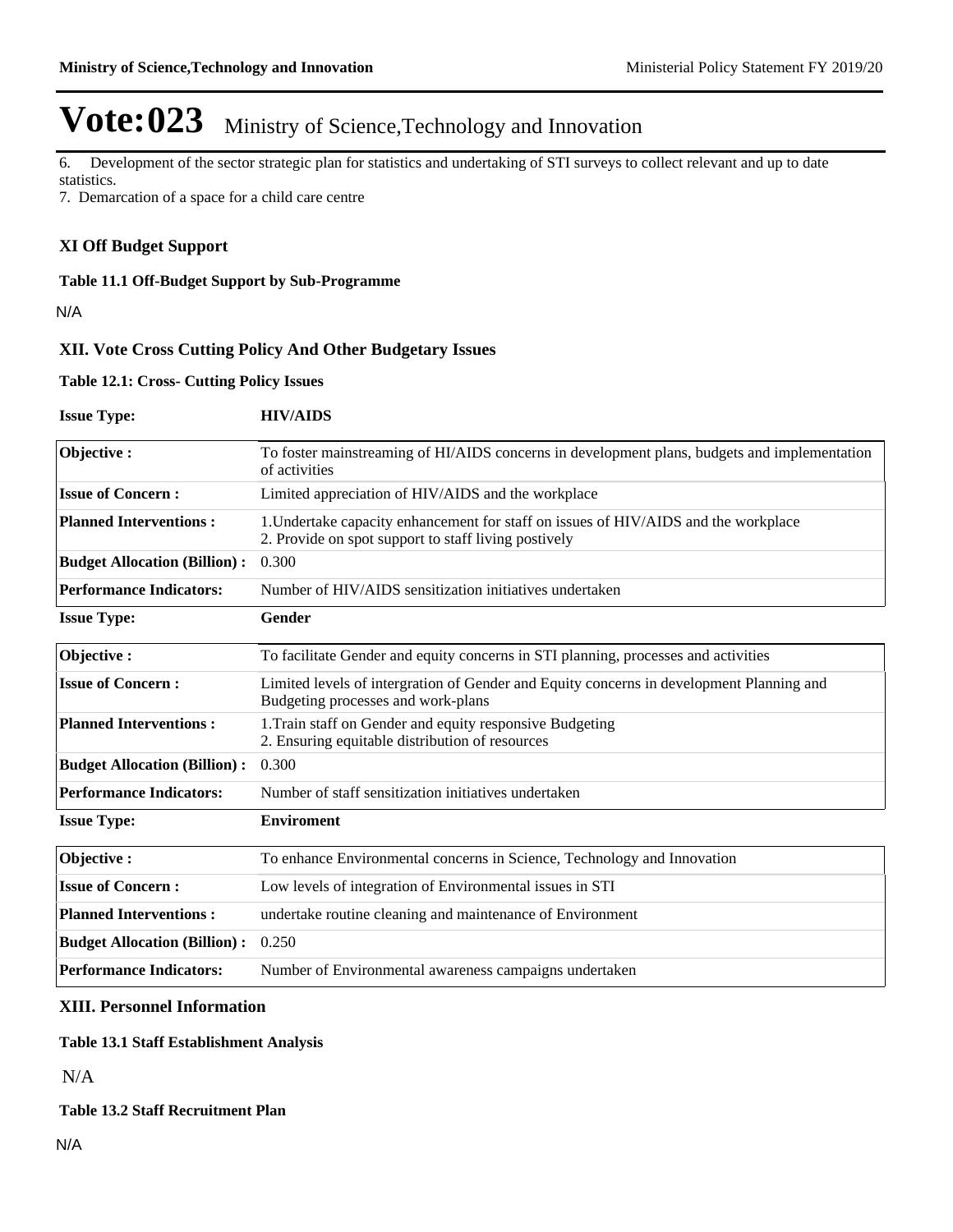# Vote:023 Ministry of Science,Technology and Innovation

6. Development of the sector strategic plan for statistics and undertaking of STI surveys to collect relevant and up to date statistics.
7. Demarcation of a space for a child care centre

### XI Off Budget Support

**Table 11.1 Off-Budget Support by Sub-Programme**

N/A

### XII. Vote Cross Cutting Policy And Other Budgetary Issues

**Table 12.1: Cross- Cutting Policy Issues**

**Issue Type:** **HIV/AIDS**

| | |
|---|---|
| **Objective :** | To foster mainstreaming of HI/AIDS concerns in development plans, budgets and implementation of activities |
| **Issue of Concern :** | Limited appreciation of HIV/AIDS and the workplace |
| **Planned Interventions :** | 1.Undertake capacity enhancement for staff on issues of HIV/AIDS and the workplace<br>2. Provide on spot support to staff living postively |
| **Budget Allocation (Billion) :** | 0.300 |
| **Performance Indicators:** | Number of HIV/AIDS sensitization initiatives undertaken |

**Issue Type:** **Gender**

| | |
|---|---|
| **Objective :** | To facilitate Gender and equity concerns in STI planning, processes and activities |
| **Issue of Concern :** | Limited levels of intergration of Gender and Equity concerns in development Planning and Budgeting processes and work-plans |
| **Planned Interventions :** | 1.Train staff on Gender and equity responsive Budgeting<br>2. Ensuring equitable distribution of resources |
| **Budget Allocation (Billion) :** | 0.300 |
| **Performance Indicators:** | Number of staff sensitization initiatives undertaken |

**Issue Type:** **Enviroment**

| | |
|---|---|
| **Objective :** | To enhance Environmental concerns in Science, Technology and Innovation |
| **Issue of Concern :** | Low levels of integration of Environmental issues in STI |
| **Planned Interventions :** | undertake routine cleaning and maintenance of Environment |
| **Budget Allocation (Billion) :** | 0.250 |
| **Performance Indicators:** | Number of Environmental awareness campaigns undertaken |

### XIII. Personnel Information

**Table 13.1 Staff Establishment Analysis**

N/A

**Table 13.2 Staff Recruitment Plan**

N/A